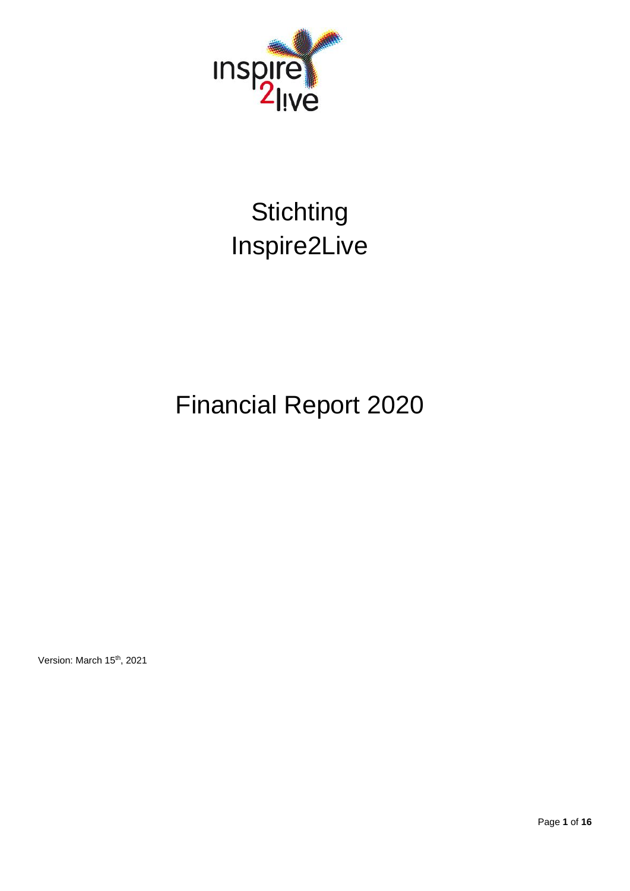# Stichting Inspire2Live

# Financial Report 2020

Version: March 15th, 2021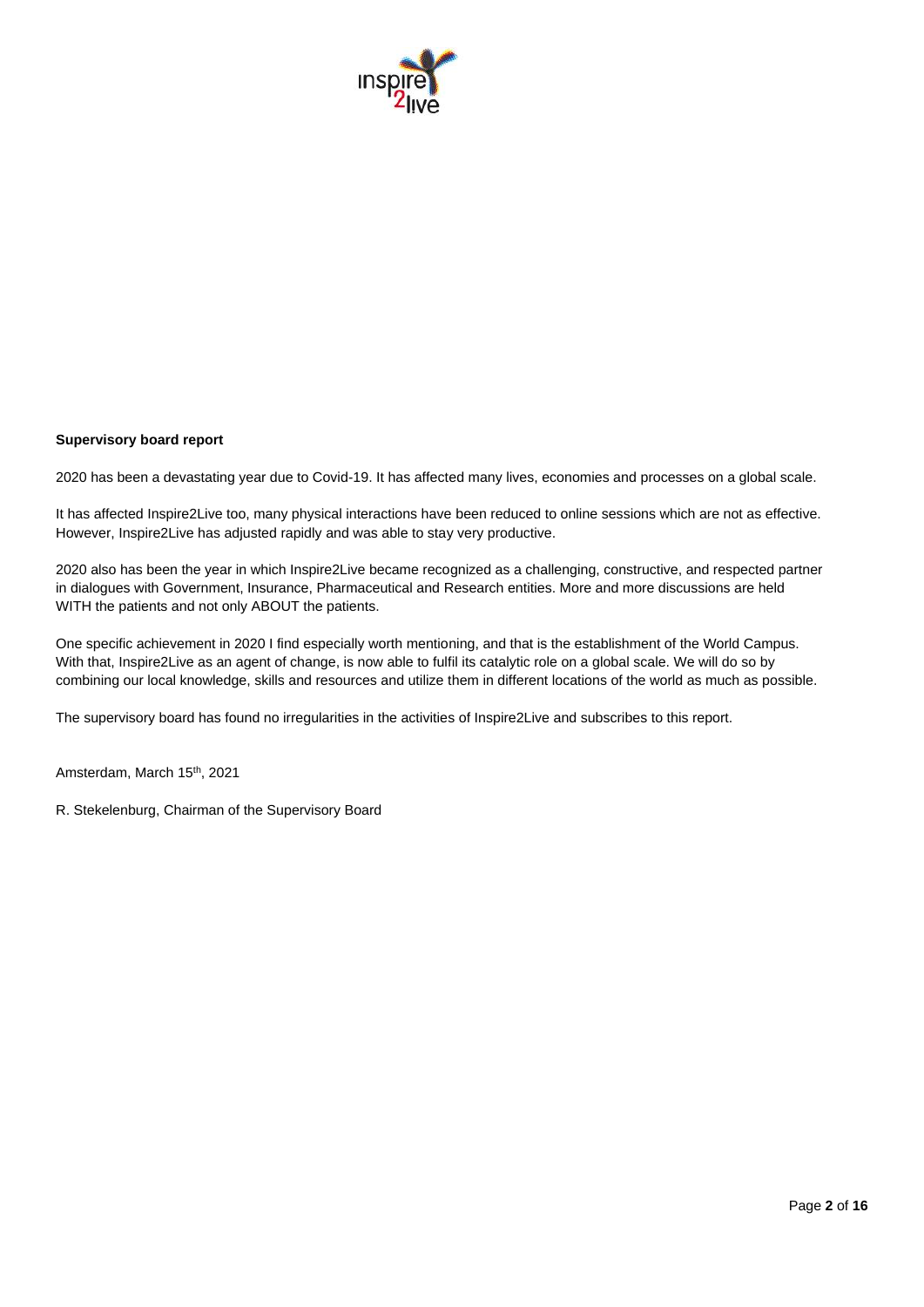**Supervisory board report**

2020 has been a devastating year due to Covid-19. It has affected many lives, economies and processes on a global scale.

It has affected Inspire2Live too, many physical interactions have been reduced to online sessions which are not as effective. However, Inspire2Live has adjusted rapidly and was able to stay very productive.

2020 also has been the year in which Inspire2Live became recognized as a challenging, constructive, and respected partner in dialogues with Government, Insurance, Pharmaceutical and Research entities. More and more discussions are held WITH the patients and not only ABOUT the patients.

One specific achievement in 2020 I find especially worth mentioning, and that is the establishment of the World Campus. With that, Inspire2Live as an agent of change, is now able to fulfil its catalytic role on a global scale. We will do so by combining our local knowledge, skills and resources and utilize them in different locations of the world as much as possible.

The supervisory board has found no irregularities in the activities of Inspire2Live and subscribes to this report.

Amsterdam, March 15th, 2021

R. Stekelenburg, Chairman of the Supervisory Board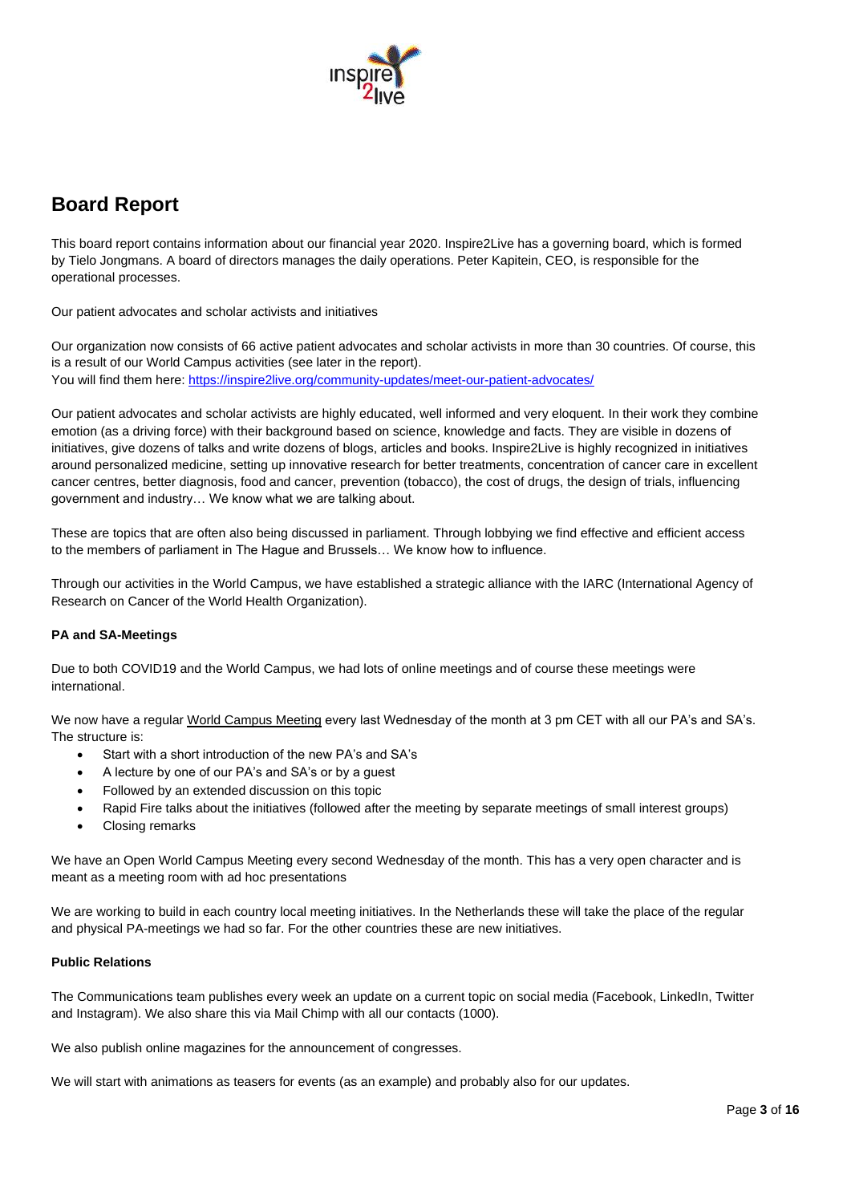# Board Report

This board report contains information about our financial year 2020. Inspire2Live has a governing board, which is formed by Tielo Jongmans. A board of directors manages the daily operations. Peter Kapitein, CEO, is responsible for the operational processes.

Our patient advocates and scholar activists and initiatives

Our organization now consists of 66 active patient advocates and scholar activists in more than 30 countries. Of course, this is a result of our World Campus activities (see later in the report).
You will find them here: https://inspire2live.org/community-updates/meet-our-patient-advocates/

Our patient advocates and scholar activists are highly educated, well informed and very eloquent. In their work they combine emotion (as a driving force) with their background based on science, knowledge and facts. They are visible in dozens of initiatives, give dozens of talks and write dozens of blogs, articles and books. Inspire2Live is highly recognized in initiatives around personalized medicine, setting up innovative research for better treatments, concentration of cancer care in excellent cancer centres, better diagnosis, food and cancer, prevention (tobacco), the cost of drugs, the design of trials, influencing government and industry… We know what we are talking about.

These are topics that are often also being discussed in parliament. Through lobbying we find effective and efficient access to the members of parliament in The Hague and Brussels… We know how to influence.

Through our activities in the World Campus, we have established a strategic alliance with the IARC (International Agency of Research on Cancer of the World Health Organization).

**PA and SA-Meetings**

Due to both COVID19 and the World Campus, we had lots of online meetings and of course these meetings were international.

We now have a regular World Campus Meeting every last Wednesday of the month at 3 pm CET with all our PA's and SA's. The structure is:

- Start with a short introduction of the new PA's and SA's
- A lecture by one of our PA's and SA's or by a guest
- Followed by an extended discussion on this topic
- Rapid Fire talks about the initiatives (followed after the meeting by separate meetings of small interest groups)
- Closing remarks

We have an Open World Campus Meeting every second Wednesday of the month. This has a very open character and is meant as a meeting room with ad hoc presentations

We are working to build in each country local meeting initiatives. In the Netherlands these will take the place of the regular and physical PA-meetings we had so far. For the other countries these are new initiatives.

**Public Relations**

The Communications team publishes every week an update on a current topic on social media (Facebook, LinkedIn, Twitter and Instagram). We also share this via Mail Chimp with all our contacts (1000).

We also publish online magazines for the announcement of congresses.

We will start with animations as teasers for events (as an example) and probably also for our updates.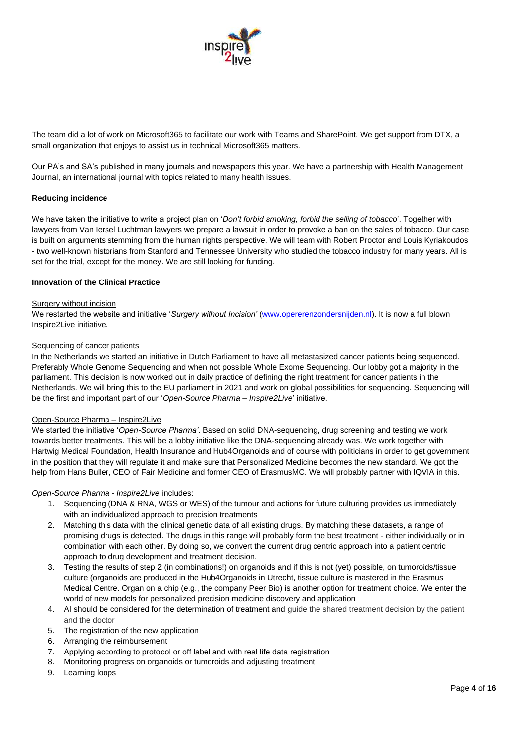The team did a lot of work on Microsoft365 to facilitate our work with Teams and SharePoint. We get support from DTX, a small organization that enjoys to assist us in technical Microsoft365 matters.

Our PA's and SA's published in many journals and newspapers this year. We have a partnership with Health Management Journal, an international journal with topics related to many health issues.

**Reducing incidence**

We have taken the initiative to write a project plan on '*Don't forbid smoking, forbid the selling of tobacco*'. Together with lawyers from Van Iersel Luchtman lawyers we prepare a lawsuit in order to provoke a ban on the sales of tobacco. Our case is built on arguments stemming from the human rights perspective. We will team with Robert Proctor and Louis Kyriakoudos - two well-known historians from Stanford and Tennessee University who studied the tobacco industry for many years. All is set for the trial, except for the money. We are still looking for funding.

**Innovation of the Clinical Practice**

Surgery without incision

We restarted the website and initiative '*Surgery without Incision*' (www.opererenzondersnijden.nl). It is now a full blown Inspire2Live initiative.

Sequencing of cancer patients

In the Netherlands we started an initiative in Dutch Parliament to have all metastasized cancer patients being sequenced. Preferably Whole Genome Sequencing and when not possible Whole Exome Sequencing. Our lobby got a majority in the parliament. This decision is now worked out in daily practice of defining the right treatment for cancer patients in the Netherlands. We will bring this to the EU parliament in 2021 and work on global possibilities for sequencing. Sequencing will be the first and important part of our '*Open-Source Pharma – Inspire2Live*' initiative.

Open-Source Pharma – Inspire2Live

We started the initiative '*Open-Source Pharma'*. Based on solid DNA-sequencing, drug screening and testing we work towards better treatments. This will be a lobby initiative like the DNA-sequencing already was. We work together with Hartwig Medical Foundation, Health Insurance and Hub4Organoids and of course with politicians in order to get government in the position that they will regulate it and make sure that Personalized Medicine becomes the new standard. We got the help from Hans Buller, CEO of Fair Medicine and former CEO of ErasmusMC. We will probably partner with IQVIA in this.

*Open-Source Pharma - Inspire2Live* includes:

1. Sequencing (DNA & RNA, WGS or WES) of the tumour and actions for future culturing provides us immediately with an individualized approach to precision treatments
2. Matching this data with the clinical genetic data of all existing drugs. By matching these datasets, a range of promising drugs is detected. The drugs in this range will probably form the best treatment - either individually or in combination with each other. By doing so, we convert the current drug centric approach into a patient centric approach to drug development and treatment decision.
3. Testing the results of step 2 (in combinations!) on organoids and if this is not (yet) possible, on tumoroids/tissue culture (organoids are produced in the Hub4Organoids in Utrecht, tissue culture is mastered in the Erasmus Medical Centre. Organ on a chip (e.g., the company Peer Bio) is another option for treatment choice. We enter the world of new models for personalized precision medicine discovery and application
4. AI should be considered for the determination of treatment and guide the shared treatment decision by the patient and the doctor
5. The registration of the new application
6. Arranging the reimbursement
7. Applying according to protocol or off label and with real life data registration
8. Monitoring progress on organoids or tumoroids and adjusting treatment
9. Learning loops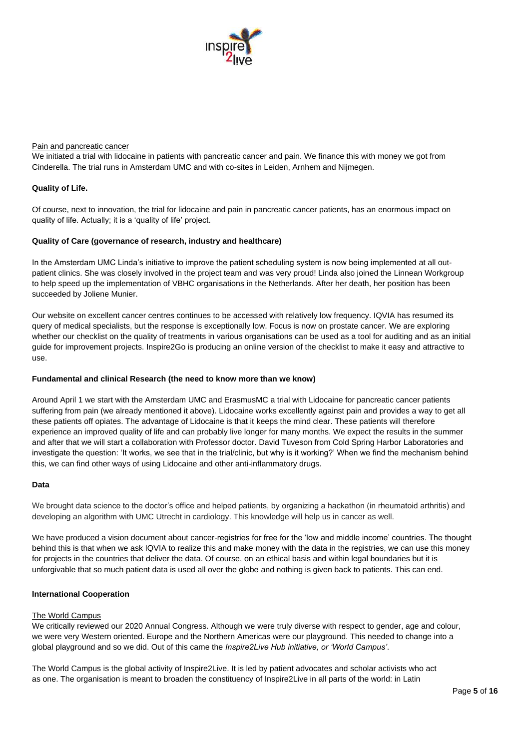Pain and pancreatic cancer

We initiated a trial with lidocaine in patients with pancreatic cancer and pain. We finance this with money we got from Cinderella. The trial runs in Amsterdam UMC and with co-sites in Leiden, Arnhem and Nijmegen.

**Quality of Life.**

Of course, next to innovation, the trial for lidocaine and pain in pancreatic cancer patients, has an enormous impact on quality of life. Actually; it is a 'quality of life' project.

**Quality of Care (governance of research, industry and healthcare)**

In the Amsterdam UMC Linda's initiative to improve the patient scheduling system is now being implemented at all out-patient clinics. She was closely involved in the project team and was very proud! Linda also joined the Linnean Workgroup to help speed up the implementation of VBHC organisations in the Netherlands. After her death, her position has been succeeded by Joliene Munier.

Our website on excellent cancer centres continues to be accessed with relatively low frequency. IQVIA has resumed its query of medical specialists, but the response is exceptionally low. Focus is now on prostate cancer. We are exploring whether our checklist on the quality of treatments in various organisations can be used as a tool for auditing and as an initial guide for improvement projects. Inspire2Go is producing an online version of the checklist to make it easy and attractive to use.

**Fundamental and clinical Research (the need to know more than we know)**

Around April 1 we start with the Amsterdam UMC and ErasmusMC a trial with Lidocaine for pancreatic cancer patients suffering from pain (we already mentioned it above). Lidocaine works excellently against pain and provides a way to get all these patients off opiates. The advantage of Lidocaine is that it keeps the mind clear. These patients will therefore experience an improved quality of life and can probably live longer for many months. We expect the results in the summer and after that we will start a collaboration with Professor doctor. David Tuveson from Cold Spring Harbor Laboratories and investigate the question: 'It works, we see that in the trial/clinic, but why is it working?' When we find the mechanism behind this, we can find other ways of using Lidocaine and other anti-inflammatory drugs.

**Data**

We brought data science to the doctor's office and helped patients, by organizing a hackathon (in rheumatoid arthritis) and developing an algorithm with UMC Utrecht in cardiology. This knowledge will help us in cancer as well.

We have produced a vision document about cancer-registries for free for the 'low and middle income' countries. The thought behind this is that when we ask IQVIA to realize this and make money with the data in the registries, we can use this money for projects in the countries that deliver the data. Of course, on an ethical basis and within legal boundaries but it is unforgivable that so much patient data is used all over the globe and nothing is given back to patients. This can end.

**International Cooperation**

The World Campus

We critically reviewed our 2020 Annual Congress. Although we were truly diverse with respect to gender, age and colour, we were very Western oriented. Europe and the Northern Americas were our playground. This needed to change into a global playground and so we did. Out of this came the *Inspire2Live Hub initiative, or 'World Campus'*.

The World Campus is the global activity of Inspire2Live. It is led by patient advocates and scholar activists who act as one. The organisation is meant to broaden the constituency of Inspire2Live in all parts of the world: in Latin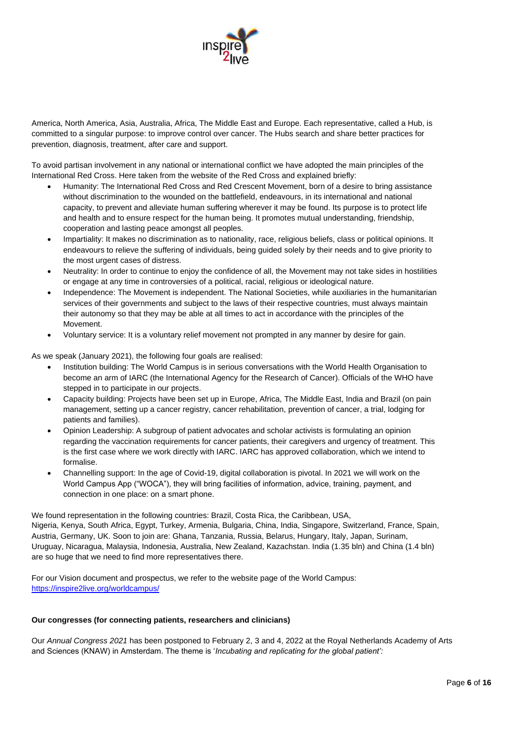America, North America, Asia, Australia, Africa, The Middle East and Europe. Each representative, called a Hub, is committed to a singular purpose: to improve control over cancer. The Hubs search and share better practices for prevention, diagnosis, treatment, after care and support.

To avoid partisan involvement in any national or international conflict we have adopted the main principles of the International Red Cross. Here taken from the website of the Red Cross and explained briefly:

- Humanity: The International Red Cross and Red Crescent Movement, born of a desire to bring assistance without discrimination to the wounded on the battlefield, endeavours, in its international and national capacity, to prevent and alleviate human suffering wherever it may be found. Its purpose is to protect life and health and to ensure respect for the human being. It promotes mutual understanding, friendship, cooperation and lasting peace amongst all peoples.
- Impartiality: It makes no discrimination as to nationality, race, religious beliefs, class or political opinions. It endeavours to relieve the suffering of individuals, being guided solely by their needs and to give priority to the most urgent cases of distress.
- Neutrality: In order to continue to enjoy the confidence of all, the Movement may not take sides in hostilities or engage at any time in controversies of a political, racial, religious or ideological nature.
- Independence: The Movement is independent. The National Societies, while auxiliaries in the humanitarian services of their governments and subject to the laws of their respective countries, must always maintain their autonomy so that they may be able at all times to act in accordance with the principles of the Movement.
- Voluntary service: It is a voluntary relief movement not prompted in any manner by desire for gain.

As we speak (January 2021), the following four goals are realised:

- Institution building: The World Campus is in serious conversations with the World Health Organisation to become an arm of IARC (the International Agency for the Research of Cancer). Officials of the WHO have stepped in to participate in our projects.
- Capacity building: Projects have been set up in Europe, Africa, The Middle East, India and Brazil (on pain management, setting up a cancer registry, cancer rehabilitation, prevention of cancer, a trial, lodging for patients and families).
- Opinion Leadership: A subgroup of patient advocates and scholar activists is formulating an opinion regarding the vaccination requirements for cancer patients, their caregivers and urgency of treatment. This is the first case where we work directly with IARC. IARC has approved collaboration, which we intend to formalise.
- Channelling support: In the age of Covid-19, digital collaboration is pivotal. In 2021 we will work on the World Campus App ("WOCA"), they will bring facilities of information, advice, training, payment, and connection in one place: on a smart phone.

We found representation in the following countries: Brazil, Costa Rica, the Caribbean, USA, Nigeria, Kenya, South Africa, Egypt, Turkey, Armenia, Bulgaria, China, India, Singapore, Switzerland, France, Spain, Austria, Germany, UK. Soon to join are: Ghana, Tanzania, Russia, Belarus, Hungary, Italy, Japan, Surinam, Uruguay, Nicaragua, Malaysia, Indonesia, Australia, New Zealand, Kazachstan. India (1.35 bln) and China (1.4 bln) are so huge that we need to find more representatives there.

For our Vision document and prospectus, we refer to the website page of the World Campus: https://inspire2live.org/worldcampus/

**Our congresses (for connecting patients, researchers and clinicians)**

Our *Annual Congress 2021* has been postponed to February 2, 3 and 4, 2022 at the Royal Netherlands Academy of Arts and Sciences (KNAW) in Amsterdam. The theme is '*Incubating and replicating for the global patient':*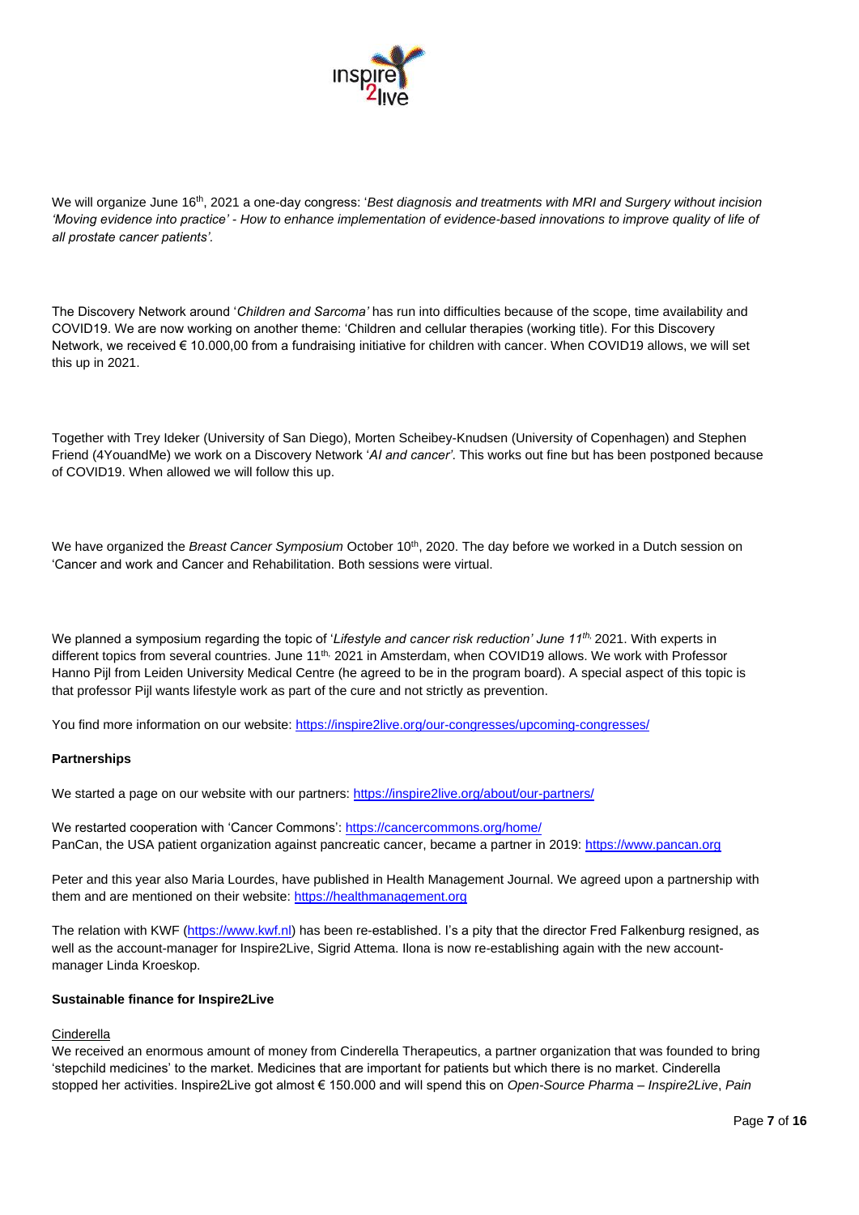We will organize June 16th, 2021 a one-day congress: '*Best diagnosis and treatments with MRI and Surgery without incision 'Moving evidence into practice' - How to enhance implementation of evidence-based innovations to improve quality of life of all prostate cancer patients'*.

The Discovery Network around '*Children and Sarcoma'* has run into difficulties because of the scope, time availability and COVID19. We are now working on another theme: 'Children and cellular therapies (working title). For this Discovery Network, we received € 10.000,00 from a fundraising initiative for children with cancer. When COVID19 allows, we will set this up in 2021.

Together with Trey Ideker (University of San Diego), Morten Scheibey-Knudsen (University of Copenhagen) and Stephen Friend (4YouandMe) we work on a Discovery Network '*AI and cancer'*. This works out fine but has been postponed because of COVID19. When allowed we will follow this up.

We have organized the *Breast Cancer Symposium* October 10th, 2020. The day before we worked in a Dutch session on 'Cancer and work and Cancer and Rehabilitation. Both sessions were virtual.

We planned a symposium regarding the topic of '*Lifestyle and cancer risk reduction' June 11th,* 2021. With experts in different topics from several countries. June 11th, 2021 in Amsterdam, when COVID19 allows. We work with Professor Hanno Pijl from Leiden University Medical Centre (he agreed to be in the program board). A special aspect of this topic is that professor Pijl wants lifestyle work as part of the cure and not strictly as prevention.

You find more information on our website: https://inspire2live.org/our-congresses/upcoming-congresses/

**Partnerships**

We started a page on our website with our partners: https://inspire2live.org/about/our-partners/

We restarted cooperation with 'Cancer Commons': https://cancercommons.org/home/
PanCan, the USA patient organization against pancreatic cancer, became a partner in 2019: https://www.pancan.org

Peter and this year also Maria Lourdes, have published in Health Management Journal. We agreed upon a partnership with them and are mentioned on their website: https://healthmanagement.org

The relation with KWF (https://www.kwf.nl) has been re-established. I's a pity that the director Fred Falkenburg resigned, as well as the account-manager for Inspire2Live, Sigrid Attema. Ilona is now re-establishing again with the new account-manager Linda Kroeskop.

**Sustainable finance for Inspire2Live**

Cinderella

We received an enormous amount of money from Cinderella Therapeutics, a partner organization that was founded to bring 'stepchild medicines' to the market. Medicines that are important for patients but which there is no market. Cinderella stopped her activities. Inspire2Live got almost € 150.000 and will spend this on *Open-Source Pharma – Inspire2Live*, *Pain*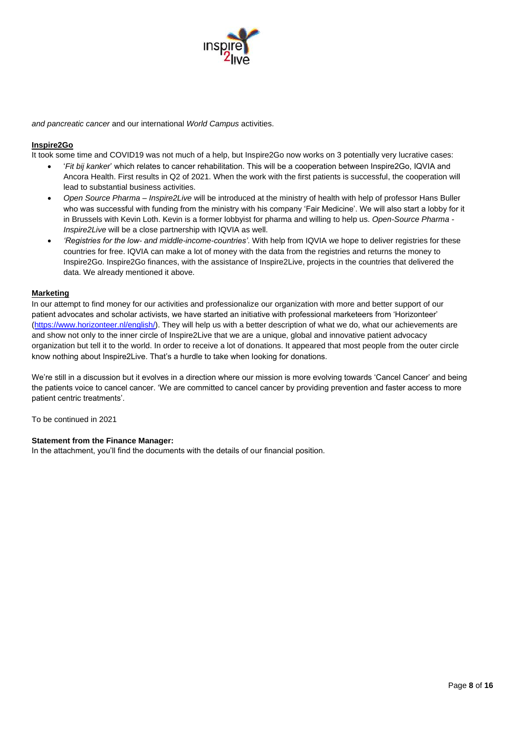*and pancreatic cancer* and our international *World Campus* activities.

**Inspire2Go**

It took some time and COVID19 was not much of a help, but Inspire2Go now works on 3 potentially very lucrative cases:

- '*Fit bij kanker*' which relates to cancer rehabilitation. This will be a cooperation between Inspire2Go, IQVIA and Ancora Health. First results in Q2 of 2021. When the work with the first patients is successful, the cooperation will lead to substantial business activities.
- *Open Source Pharma – Inspire2Live* will be introduced at the ministry of health with help of professor Hans Buller who was successful with funding from the ministry with his company 'Fair Medicine'. We will also start a lobby for it in Brussels with Kevin Loth. Kevin is a former lobbyist for pharma and willing to help us. *Open-Source Pharma - Inspire2Live* will be a close partnership with IQVIA as well.
- *'Registries for the low- and middle-income-countries'*. With help from IQVIA we hope to deliver registries for these countries for free. IQVIA can make a lot of money with the data from the registries and returns the money to Inspire2Go. Inspire2Go finances, with the assistance of Inspire2Live, projects in the countries that delivered the data. We already mentioned it above.

**Marketing**

In our attempt to find money for our activities and professionalize our organization with more and better support of our patient advocates and scholar activists, we have started an initiative with professional marketeers from 'Horizonteer' (https://www.horizonteer.nl/english/). They will help us with a better description of what we do, what our achievements are and show not only to the inner circle of Inspire2Live that we are a unique, global and innovative patient advocacy organization but tell it to the world. In order to receive a lot of donations. It appeared that most people from the outer circle know nothing about Inspire2Live. That's a hurdle to take when looking for donations.

We're still in a discussion but it evolves in a direction where our mission is more evolving towards 'Cancel Cancer' and being the patients voice to cancel cancer. 'We are committed to cancel cancer by providing prevention and faster access to more patient centric treatments'.

To be continued in 2021

**Statement from the Finance Manager:**

In the attachment, you'll find the documents with the details of our financial position.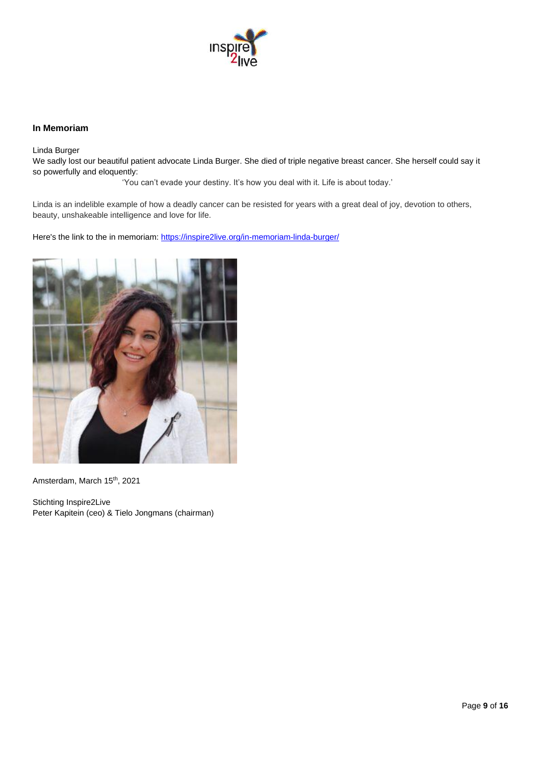**In Memoriam**

Linda Burger

We sadly lost our beautiful patient advocate Linda Burger. She died of triple negative breast cancer. She herself could say it so powerfully and eloquently:

> 'You can't evade your destiny. It's how you deal with it. Life is about today.'

Linda is an indelible example of how a deadly cancer can be resisted for years with a great deal of joy, devotion to others, beauty, unshakeable intelligence and love for life.

Here's the link to the in memoriam: https://inspire2live.org/in-memoriam-linda-burger/

Amsterdam, March 15th, 2021

Stichting Inspire2Live
Peter Kapitein (ceo) & Tielo Jongmans (chairman)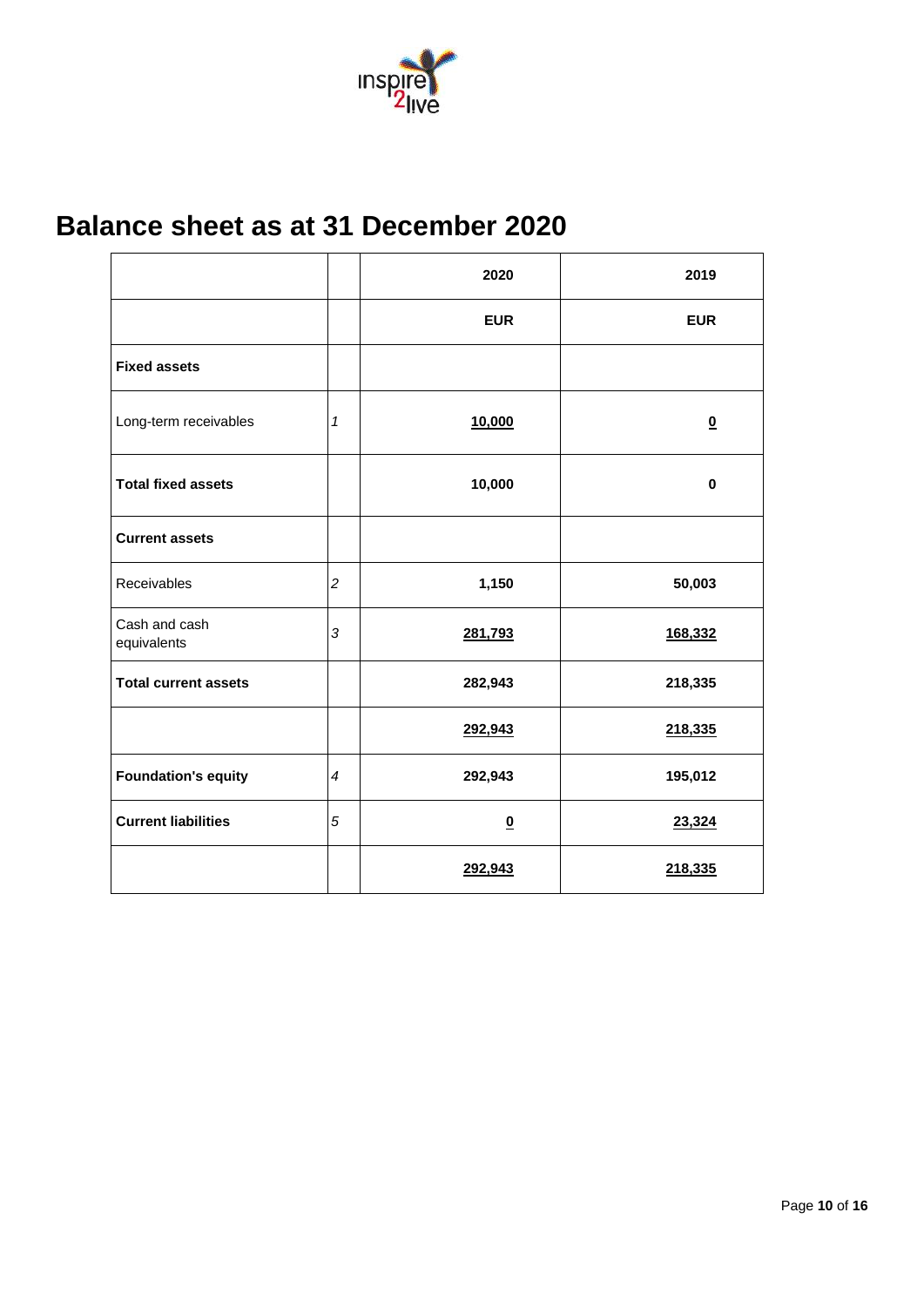# Balance sheet as at 31 December 2020

| | | 2020 | 2019 |
|---|---|---|---|
| | | EUR | EUR |
| **Fixed assets** | | | |
| Long-term receivables | *1* | 10,000 | 0 |
| **Total fixed assets** | | 10,000 | 0 |
| **Current assets** | | | |
| Receivables | *2* | 1,150 | 50,003 |
| Cash and cash equivalents | *3* | 281,793 | 168,332 |
| **Total current assets** | | 282,943 | 218,335 |
| | | 292,943 | 218,335 |
| **Foundation's equity** | *4* | 292,943 | 195,012 |
| **Current liabilities** | *5* | 0 | 23,324 |
| | | 292,943 | 218,335 |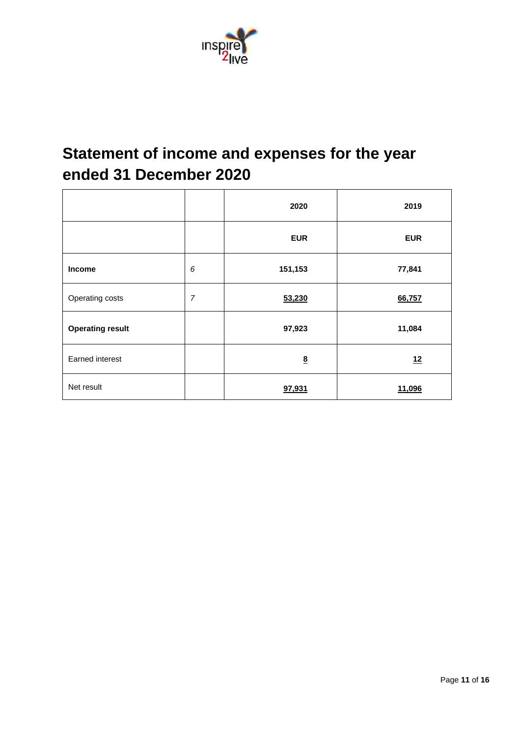# Statement of income and expenses for the year ended 31 December 2020

| | | 2020 | 2019 |
|---|---|---|---|
| | | **EUR** | **EUR** |
| **Income** | *6* | **151,153** | **77,841** |
| Operating costs | *7* | 53,230 | 66,757 |
| **Operating result** | | **97,923** | **11,084** |
| Earned interest | | 8 | 12 |
| Net result | | 97,931 | 11,096 |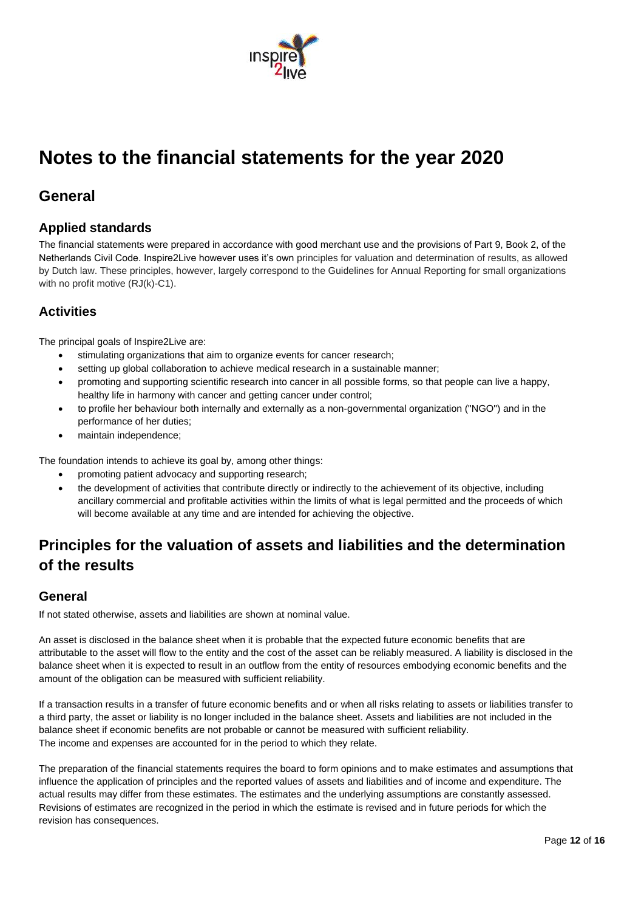# Notes to the financial statements for the year 2020

## General

### Applied standards

The financial statements were prepared in accordance with good merchant use and the provisions of Part 9, Book 2, of the Netherlands Civil Code. Inspire2Live however uses it's own principles for valuation and determination of results, as allowed by Dutch law. These principles, however, largely correspond to the Guidelines for Annual Reporting for small organizations with no profit motive (RJ(k)-C1).

### Activities

The principal goals of Inspire2Live are:

- stimulating organizations that aim to organize events for cancer research;
- setting up global collaboration to achieve medical research in a sustainable manner;
- promoting and supporting scientific research into cancer in all possible forms, so that people can live a happy, healthy life in harmony with cancer and getting cancer under control;
- to profile her behaviour both internally and externally as a non-governmental organization ("NGO") and in the performance of her duties;
- maintain independence;

The foundation intends to achieve its goal by, among other things:

- promoting patient advocacy and supporting research;
- the development of activities that contribute directly or indirectly to the achievement of its objective, including ancillary commercial and profitable activities within the limits of what is legal permitted and the proceeds of which will become available at any time and are intended for achieving the objective.

## Principles for the valuation of assets and liabilities and the determination of the results

### General

If not stated otherwise, assets and liabilities are shown at nominal value.

An asset is disclosed in the balance sheet when it is probable that the expected future economic benefits that are attributable to the asset will flow to the entity and the cost of the asset can be reliably measured. A liability is disclosed in the balance sheet when it is expected to result in an outflow from the entity of resources embodying economic benefits and the amount of the obligation can be measured with sufficient reliability.

If a transaction results in a transfer of future economic benefits and or when all risks relating to assets or liabilities transfer to a third party, the asset or liability is no longer included in the balance sheet. Assets and liabilities are not included in the balance sheet if economic benefits are not probable or cannot be measured with sufficient reliability.
The income and expenses are accounted for in the period to which they relate.

The preparation of the financial statements requires the board to form opinions and to make estimates and assumptions that influence the application of principles and the reported values of assets and liabilities and of income and expenditure. The actual results may differ from these estimates. The estimates and the underlying assumptions are constantly assessed. Revisions of estimates are recognized in the period in which the estimate is revised and in future periods for which the revision has consequences.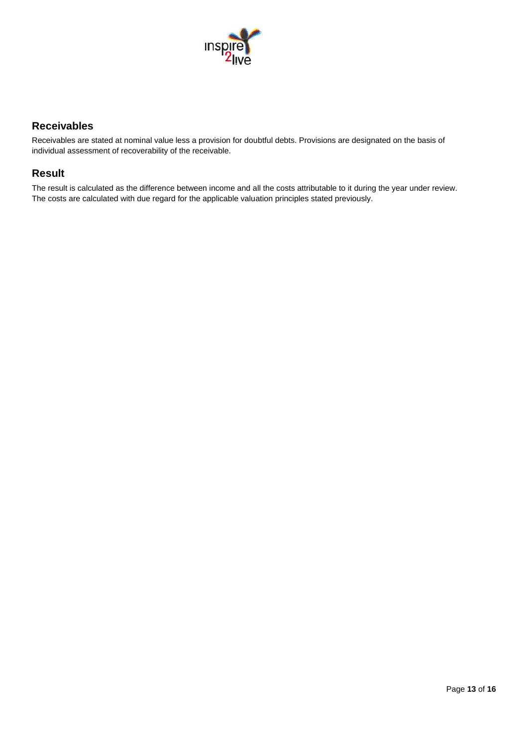## Receivables

Receivables are stated at nominal value less a provision for doubtful debts. Provisions are designated on the basis of individual assessment of recoverability of the receivable.

## Result

The result is calculated as the difference between income and all the costs attributable to it during the year under review. The costs are calculated with due regard for the applicable valuation principles stated previously.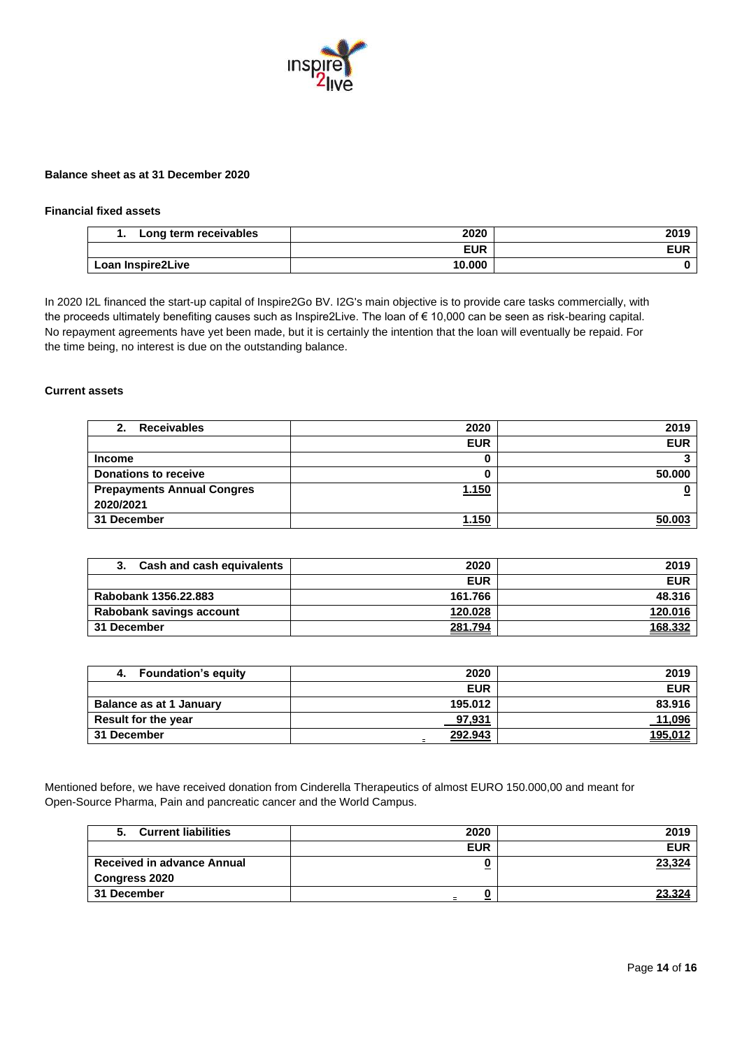**Balance sheet as at 31 December 2020**

**Financial fixed assets**

| 1. Long term receivables | 2020 | 2019 |
|---|---|---|
| | EUR | EUR |
| Loan Inspire2Live | 10.000 | 0 |

In 2020 I2L financed the start-up capital of Inspire2Go BV. I2G's main objective is to provide care tasks commercially, with the proceeds ultimately benefiting causes such as Inspire2Live. The loan of € 10,000 can be seen as risk-bearing capital. No repayment agreements have yet been made, but it is certainly the intention that the loan will eventually be repaid. For the time being, no interest is due on the outstanding balance.

**Current assets**

| 2. Receivables | 2020 | 2019 |
|---|---|---|
| | EUR | EUR |
| Income | 0 | 3 |
| Donations to receive | 0 | 50.000 |
| Prepayments Annual Congres 2020/2021 | 1.150 | 0 |
| 31 December | 1.150 | 50.003 |

| 3. Cash and cash equivalents | 2020 | 2019 |
|---|---|---|
| | EUR | EUR |
| Rabobank 1356.22.883 | 161.766 | 48.316 |
| Rabobank savings account | 120.028 | 120.016 |
| 31 December | 281.794 | 168.332 |

| 4. Foundation's equity | 2020 | 2019 |
|---|---|---|
| | EUR | EUR |
| Balance as at 1 January | 195.012 | 83.916 |
| Result for the year | 97,931 | 11,096 |
| 31 December | 292.943 | 195,012 |

Mentioned before, we have received donation from Cinderella Therapeutics of almost EURO 150.000,00 and meant for Open-Source Pharma, Pain and pancreatic cancer and the World Campus.

| 5. Current liabilities | 2020 | 2019 |
|---|---|---|
| | EUR | EUR |
| Received in advance Annual Congress 2020 | 0 | 23,324 |
| 31 December | 0 | 23.324 |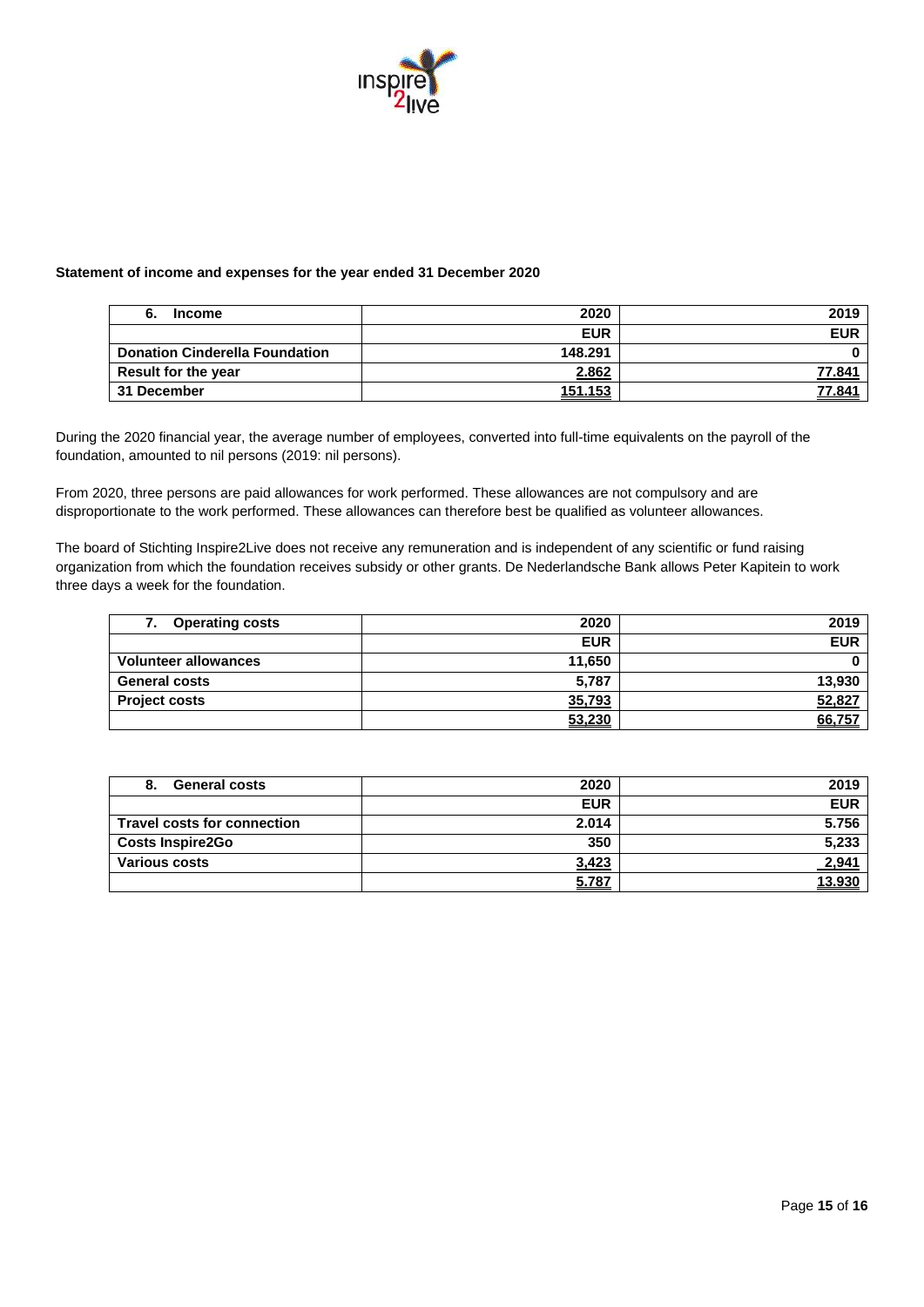**Statement of income and expenses for the year ended 31 December 2020**

| 6. Income | 2020 | 2019 |
|---|---|---|
| | EUR | EUR |
| Donation Cinderella Foundation | 148.291 | 0 |
| Result for the year | 2.862 | 77.841 |
| 31 December | 151.153 | 77.841 |

During the 2020 financial year, the average number of employees, converted into full-time equivalents on the payroll of the foundation, amounted to nil persons (2019: nil persons).

From 2020, three persons are paid allowances for work performed. These allowances are not compulsory and are disproportionate to the work performed. These allowances can therefore best be qualified as volunteer allowances.

The board of Stichting Inspire2Live does not receive any remuneration and is independent of any scientific or fund raising organization from which the foundation receives subsidy or other grants. De Nederlandsche Bank allows Peter Kapitein to work three days a week for the foundation.

| 7. Operating costs | 2020 | 2019 |
|---|---|---|
| | EUR | EUR |
| Volunteer allowances | 11,650 | 0 |
| General costs | 5,787 | 13,930 |
| Project costs | 35,793 | 52,827 |
| | 53,230 | 66,757 |

| 8. General costs | 2020 | 2019 |
|---|---|---|
| | EUR | EUR |
| Travel costs for connection | 2.014 | 5.756 |
| Costs Inspire2Go | 350 | 5,233 |
| Various costs | 3,423 | 2,941 |
| | 5.787 | 13.930 |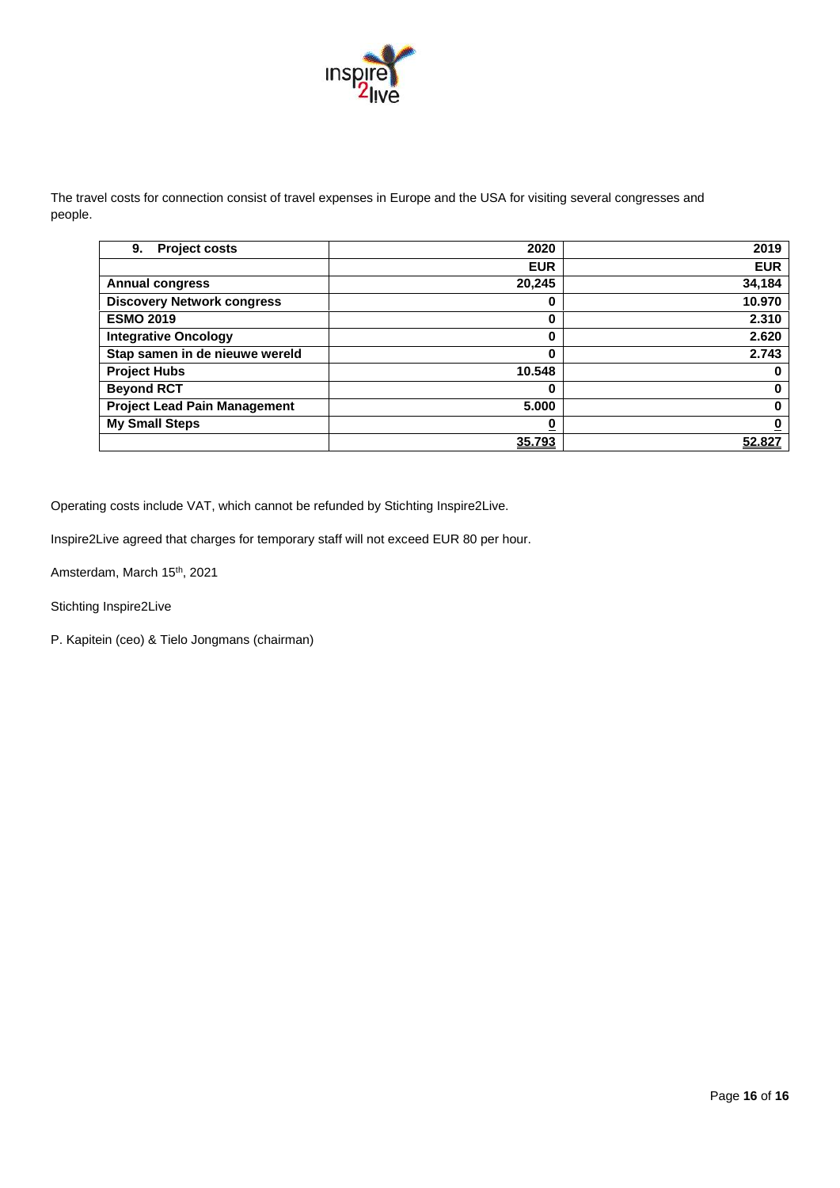The travel costs for connection consist of travel expenses in Europe and the USA for visiting several congresses and people.

| 9. Project costs | 2020 | 2019 |
|---|---|---|
| | EUR | EUR |
| Annual congress | 20,245 | 34,184 |
| Discovery Network congress | 0 | 10.970 |
| ESMO 2019 | 0 | 2.310 |
| Integrative Oncology | 0 | 2.620 |
| Stap samen in de nieuwe wereld | 0 | 2.743 |
| Project Hubs | 10.548 | 0 |
| Beyond RCT | 0 | 0 |
| Project Lead Pain Management | 5.000 | 0 |
| My Small Steps | 0 | 0 |
| | 35.793 | 52.827 |

Operating costs include VAT, which cannot be refunded by Stichting Inspire2Live.

Inspire2Live agreed that charges for temporary staff will not exceed EUR 80 per hour.

Amsterdam, March 15th, 2021

Stichting Inspire2Live

P. Kapitein (ceo) & Tielo Jongmans (chairman)